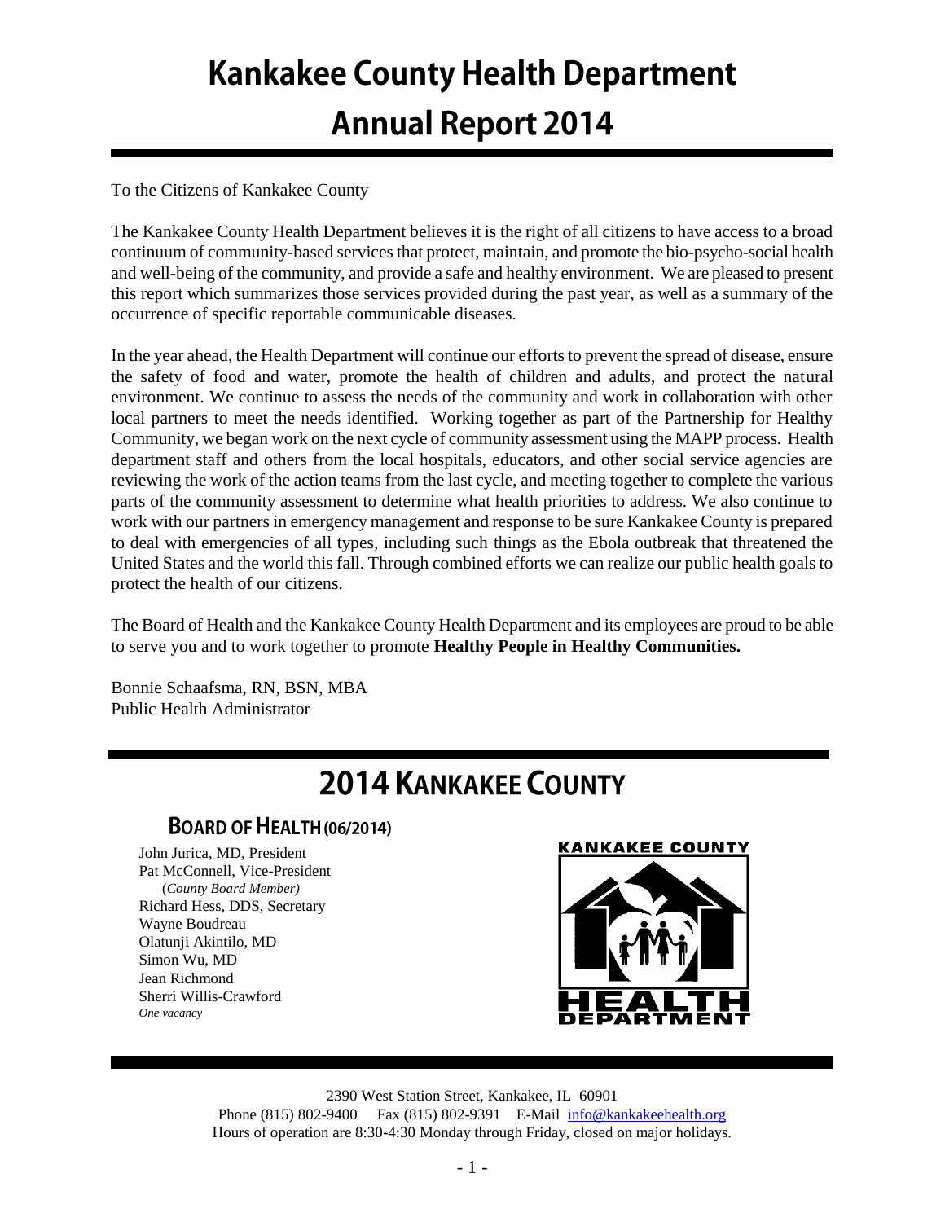# Kankakee County Health Department

# Annual Report 2014

To the Citizens of Kankakee County

The Kankakee County Health Department believes it is the right of all citizens to have access to a broad continuum of community-based services that protect, maintain, and promote the bio-psycho-social health and well-being of the community, and provide a safe and healthy environment. We are pleased to present this report which summarizes those services provided during the past year, as well as a summary of the occurrence of specific reportable communicable diseases.

In the year ahead, the Health Department will continue our efforts to prevent the spread of disease, ensure the safety of food and water, promote the health of children and adults, and protect the natural environment. We continue to assess the needs of the community and work in collaboration with other local partners to meet the needs identified. Working together as part of the Partnership for Healthy Community, we began work on the next cycle of community assessment using the MAPP process. Health department staff and others from the local hospitals, educators, and other social service agencies are reviewing the work of the action teams from the last cycle, and meeting together to complete the various parts of the community assessment to determine what health priorities to address. We also continue to work with our partners in emergency management and response to be sure Kankakee County is prepared to deal with emergencies of all types, including such things as the Ebola outbreak that threatened the United States and the world this fall. Through combined efforts we can realize our public health goals to protect the health of our citizens.

The Board of Health and the Kankakee County Health Department and its employees are proud to be able to serve you and to work together to promote **Healthy People in Healthy Communities.**

Bonnie Schaafsma, RN, BSN, MBA
Public Health Administrator

## 2014 Kankakee County

### Board of Health (06/2014)

John Jurica, MD, President
Pat McConnell, Vice-President
(*County Board Member)*
Richard Hess, DDS, Secretary
Wayne Boudreau
Olatunji Akintilo, MD
Simon Wu, MD
Jean Richmond
Sherri Willis-Crawford
*One vacancy*

2390 West Station Street, Kankakee, IL 60901
Phone (815) 802-9400 Fax (815) 802-9391 E-Mail info@kankakeehealth.org
Hours of operation are 8:30-4:30 Monday through Friday, closed on major holidays.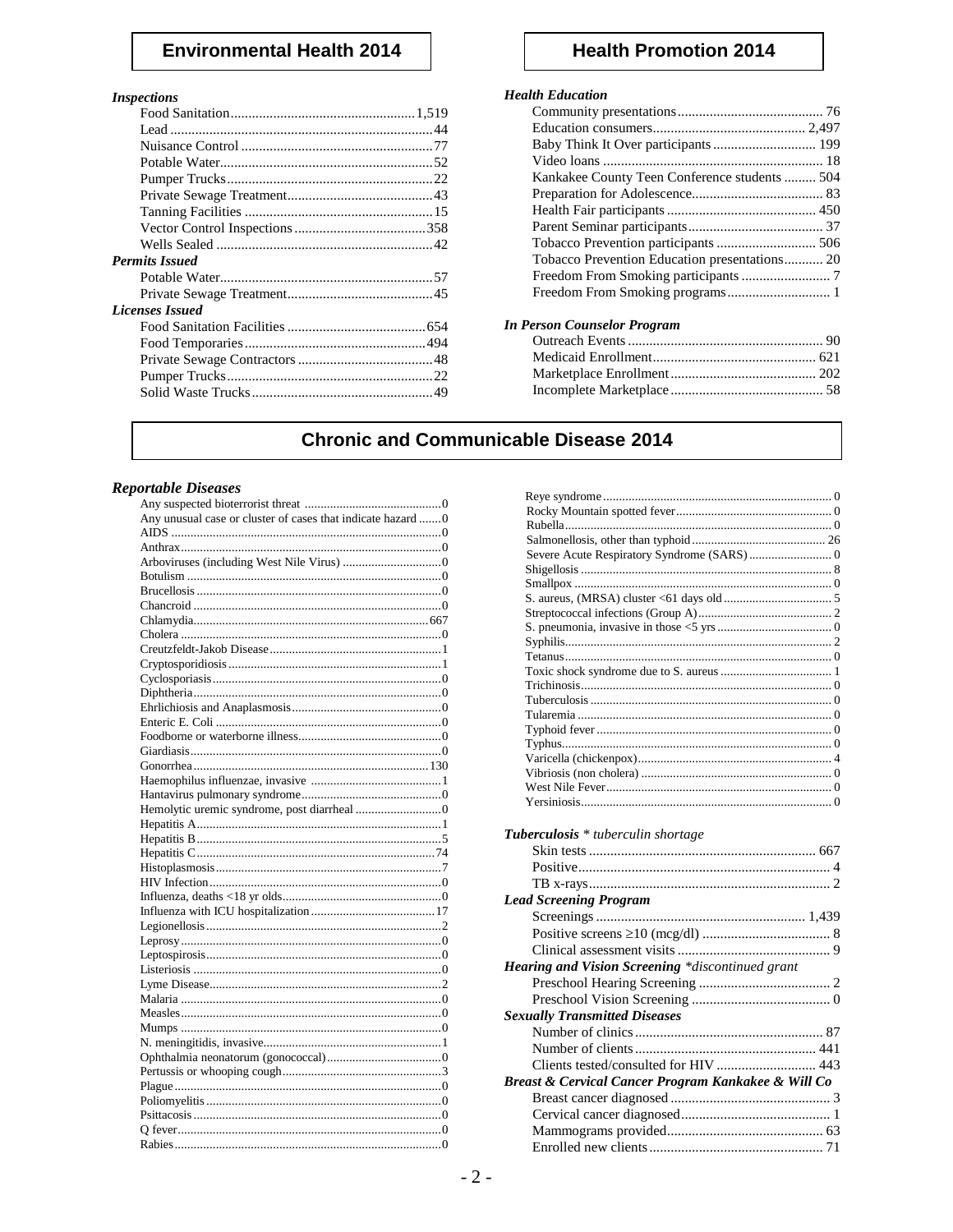## Environmental Health 2014

*Inspections*

| Item | Count |
|---|---|
| Food Sanitation | 1,519 |
| Lead | 44 |
| Nuisance Control | 77 |
| Potable Water | 52 |
| Pumper Trucks | 22 |
| Private Sewage Treatment | 43 |
| Tanning Facilities | 15 |
| Vector Control Inspections | 358 |
| Wells Sealed | 42 |

*Permits Issued*

| Item | Count |
|---|---|
| Potable Water | 57 |
| Private Sewage Treatment | 45 |

*Licenses Issued*

| Item | Count |
|---|---|
| Food Sanitation Facilities | 654 |
| Food Temporaries | 494 |
| Private Sewage Contractors | 48 |
| Pumper Trucks | 22 |
| Solid Waste Trucks | 49 |

## Health Promotion 2014

*Health Education*

| Item | Count |
|---|---|
| Community presentations | 76 |
| Education consumers | 2,497 |
| Baby Think It Over participants | 199 |
| Video loans | 18 |
| Kankakee County Teen Conference students | 504 |
| Preparation for Adolescence | 83 |
| Health Fair participants | 450 |
| Parent Seminar participants | 37 |
| Tobacco Prevention participants | 506 |
| Tobacco Prevention Education presentations | 20 |
| Freedom From Smoking participants | 7 |
| Freedom From Smoking programs | 1 |

*In Person Counselor Program*

| Item | Count |
|---|---|
| Outreach Events | 90 |
| Medicaid Enrollment | 621 |
| Marketplace Enrollment | 202 |
| Incomplete Marketplace | 58 |

## Chronic and Communicable Disease 2014

*Reportable Diseases*

| Disease | Count |
|---|---|
| Any suspected bioterrorist threat | 0 |
| Any unusual case or cluster of cases that indicate hazard | 0 |
| AIDS | 0 |
| Anthrax | 0 |
| Arboviruses (including West Nile Virus) | 0 |
| Botulism | 0 |
| Brucellosis | 0 |
| Chancroid | 0 |
| Chlamydia | 667 |
| Cholera | 0 |
| Creutzfeldt-Jakob Disease | 1 |
| Cryptosporidiosis | 1 |
| Cyclosporiasis | 0 |
| Diphtheria | 0 |
| Ehrlichiosis and Anaplasmosis | 0 |
| Enteric E. Coli | 0 |
| Foodborne or waterborne illness | 0 |
| Giardiasis | 0 |
| Gonorrhea | 130 |
| Haemophilus influenzae, invasive | 1 |
| Hantavirus pulmonary syndrome | 0 |
| Hemolytic uremic syndrome, post diarrheal | 0 |
| Hepatitis A | 1 |
| Hepatitis B | 5 |
| Hepatitis C | 74 |
| Histoplasmosis | 7 |
| HIV Infection | 0 |
| Influenza, deaths <18 yr olds | 0 |
| Influenza with ICU hospitalization | 17 |
| Legionellosis | 2 |
| Leprosy | 0 |
| Leptospirosis | 0 |
| Listeriosis | 0 |
| Lyme Disease | 2 |
| Malaria | 0 |
| Measles | 0 |
| Mumps | 0 |
| N. meningitidis, invasive | 1 |
| Ophthalmia neonatorum (gonococcal) | 0 |
| Pertussis or whooping cough | 3 |
| Plague | 0 |
| Poliomyelitis | 0 |
| Psittacosis | 0 |
| Q fever | 0 |
| Rabies | 0 |
| Reye syndrome | 0 |
| Rocky Mountain spotted fever | 0 |
| Rubella | 0 |
| Salmonellosis, other than typhoid | 26 |
| Severe Acute Respiratory Syndrome (SARS) | 0 |
| Shigellosis | 8 |
| Smallpox | 0 |
| S. aureus, (MRSA) cluster <61 days old | 5 |
| Streptococcal infections (Group A) | 2 |
| S. pneumonia, invasive in those <5 yrs | 0 |
| Syphilis | 2 |
| Tetanus | 0 |
| Toxic shock syndrome due to S. aureus | 1 |
| Trichinosis | 0 |
| Tuberculosis | 0 |
| Tularemia | 0 |
| Typhoid fever | 0 |
| Typhus | 0 |
| Varicella (chickenpox) | 4 |
| Vibriosis (non cholera) | 0 |
| West Nile Fever | 0 |
| Yersiniosis | 0 |

***Tuberculosis*** *\* tuberculin shortage*

| Item | Count |
|---|---|
| Skin tests | 667 |
| Positive | 4 |
| TB x-rays | 2 |

***Lead Screening Program***

| Item | Count |
|---|---|
| Screenings | 1,439 |
| Positive screens ≥10 (mcg/dl) | 8 |
| Clinical assessment visits | 9 |

***Hearing and Vision Screening*** *\*discontinued grant*

| Item | Count |
|---|---|
| Preschool Hearing Screening | 2 |
| Preschool Vision Screening | 0 |

***Sexually Transmitted Diseases***

| Item | Count |
|---|---|
| Number of clinics | 87 |
| Number of clients | 441 |
| Clients tested/consulted for HIV | 443 |

***Breast & Cervical Cancer Program Kankakee & Will Co***

| Item | Count |
|---|---|
| Breast cancer diagnosed | 3 |
| Cervical cancer diagnosed | 1 |
| Mammograms provided | 63 |
| Enrolled new clients | 71 |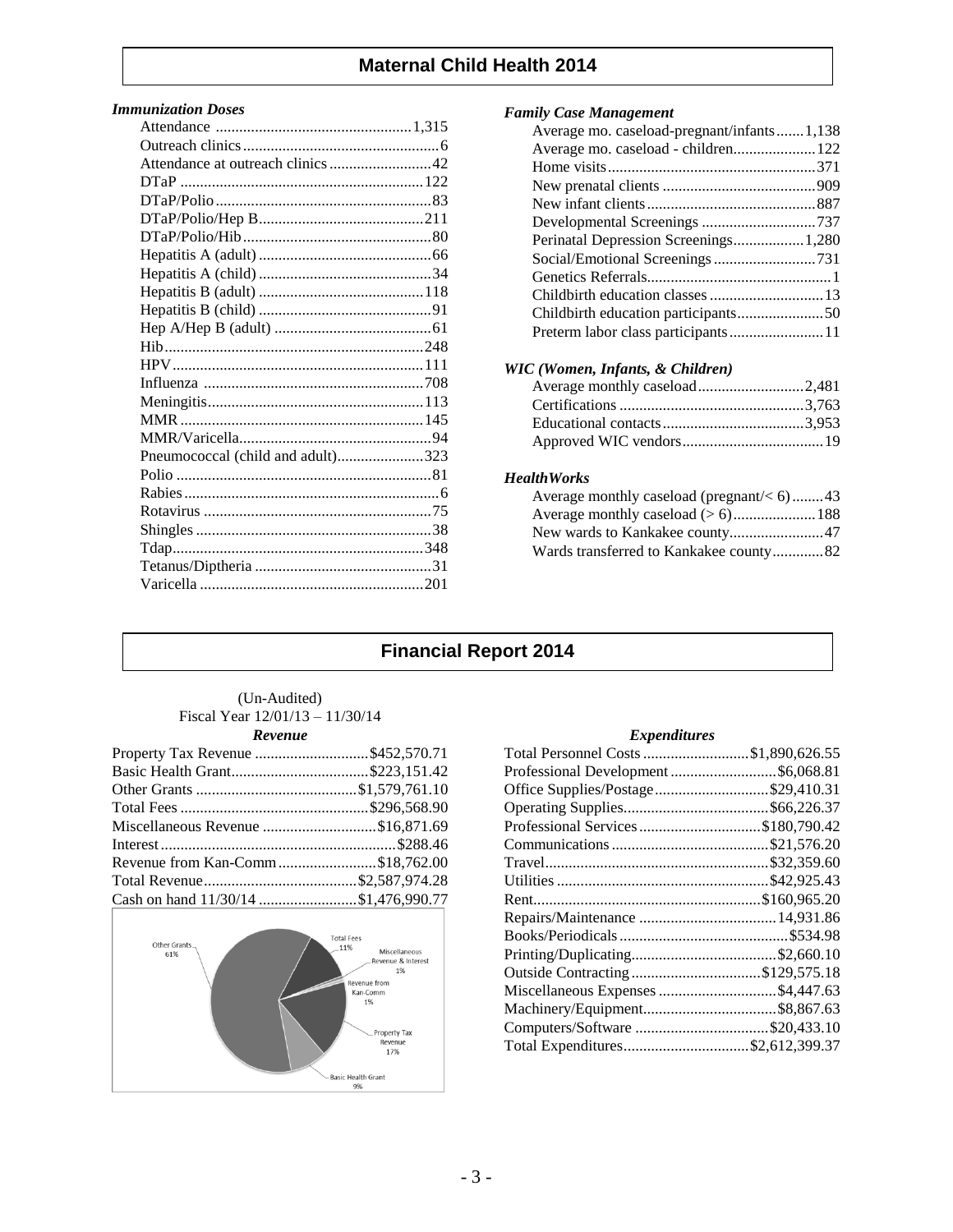## Maternal Child Health 2014

### *Immunization Doses*

| | |
|---|---|
| Attendance | 1,315 |
| Outreach clinics | 6 |
| Attendance at outreach clinics | 42 |
| DTaP | 122 |
| DTaP/Polio | 83 |
| DTaP/Polio/Hep B | 211 |
| DTaP/Polio/Hib | 80 |
| Hepatitis A (adult) | 66 |
| Hepatitis A (child) | 34 |
| Hepatitis B (adult) | 118 |
| Hepatitis B (child) | 91 |
| Hep A/Hep B (adult) | 61 |
| Hib | 248 |
| HPV | 111 |
| Influenza | 708 |
| Meningitis | 113 |
| MMR | 145 |
| MMR/Varicella | 94 |
| Pneumococcal (child and adult) | 323 |
| Polio | 81 |
| Rabies | 6 |
| Rotavirus | 75 |
| Shingles | 38 |
| Tdap | 348 |
| Tetanus/Diptheria | 31 |
| Varicella | 201 |

### *Family Case Management*

| | |
|---|---|
| Average mo. caseload-pregnant/infants | 1,138 |
| Average mo. caseload - children | 122 |
| Home visits | 371 |
| New prenatal clients | 909 |
| New infant clients | 887 |
| Developmental Screenings | 737 |
| Perinatal Depression Screenings | 1,280 |
| Social/Emotional Screenings | 731 |
| Genetics Referrals | 1 |
| Childbirth education classes | 13 |
| Childbirth education participants | 50 |
| Preterm labor class participants | 11 |

### *WIC (Women, Infants, & Children)*

| | |
|---|---|
| Average monthly caseload | 2,481 |
| Certifications | 3,763 |
| Educational contacts | 3,953 |
| Approved WIC vendors | 19 |

### *HealthWorks*

| | |
|---|---|
| Average monthly caseload (pregnant/< 6) | 43 |
| Average monthly caseload (> 6) | 188 |
| New wards to Kankakee county | 47 |
| Wards transferred to Kankakee county | 82 |

## Financial Report 2014

(Un-Audited)
Fiscal Year 12/01/13 – 11/30/14

### *Revenue*

| | |
|---|---|
| Property Tax Revenue | $452,570.71 |
| Basic Health Grant | $223,151.42 |
| Other Grants | $1,579,761.10 |
| Total Fees | $296,568.90 |
| Miscellaneous Revenue | $16,871.69 |
| Interest | $288.46 |
| Revenue from Kan-Comm | $18,762.00 |
| Total Revenue | $2,587,974.28 |
| Cash on hand 11/30/14 | $1,476,990.77 |

Other Grants 61%; Total Fees 11%; Miscellaneous Revenue & Interest 1%; Revenue from Kan-Comm 1%; Property Tax Revenue 17%; Basic Health Grant 9%

### *Expenditures*

| | |
|---|---|
| Total Personnel Costs | $1,890,626.55 |
| Professional Development | $6,068.81 |
| Office Supplies/Postage | $29,410.31 |
| Operating Supplies | $66,226.37 |
| Professional Services | $180,790.42 |
| Communications | $21,576.20 |
| Travel | $32,359.60 |
| Utilities | $42,925.43 |
| Rent | $160,965.20 |
| Repairs/Maintenance | 14,931.86 |
| Books/Periodicals | $534.98 |
| Printing/Duplicating | $2,660.10 |
| Outside Contracting | $129,575.18 |
| Miscellaneous Expenses | $4,447.63 |
| Machinery/Equipment | $8,867.63 |
| Computers/Software | $20,433.10 |
| Total Expenditures | $2,612,399.37 |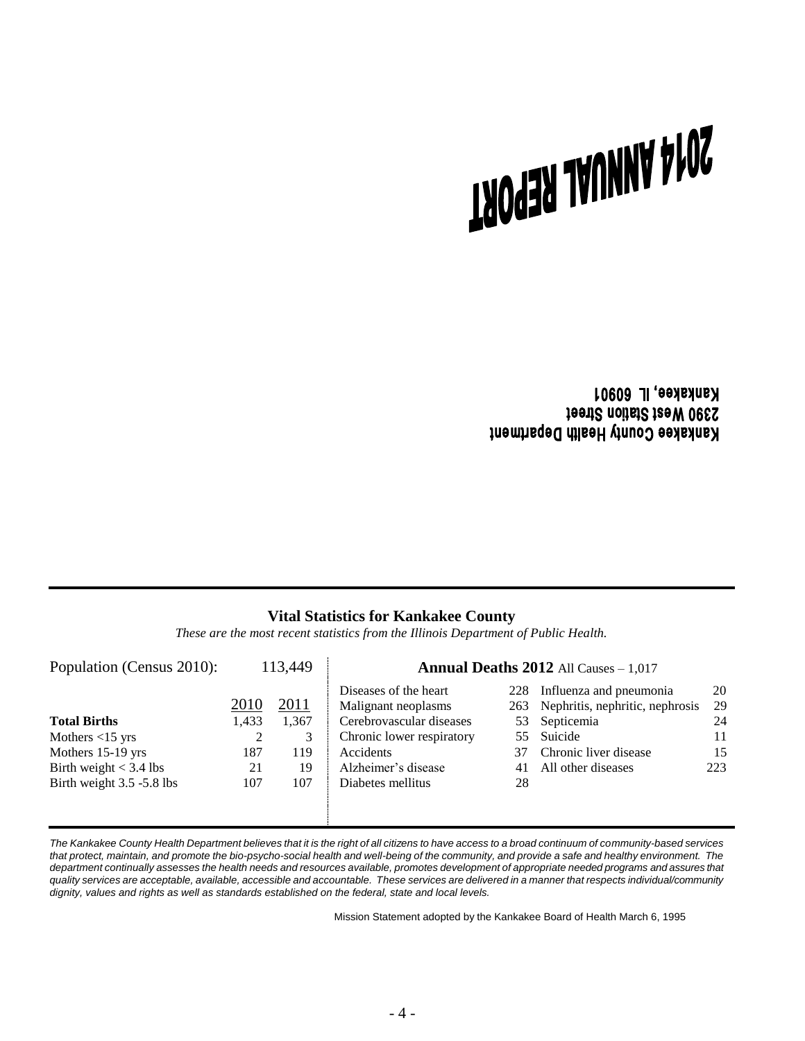# 2014 ANNUAL REPORT

**Kankakee County Health Department**
**2390 West Station Street**
**Kankakee, IL 60901**

## Vital Statistics for Kankakee County

*These are the most recent statistics from the Illinois Department of Public Health.*

Population (Census 2010): 113,449

| | 2010 | 2011 |
|---|---|---|
| **Total Births** | 1,433 | 1,367 |
| Mothers <15 yrs | 2 | 3 |
| Mothers 15-19 yrs | 187 | 119 |
| Birth weight < 3.4 lbs | 21 | 19 |
| Birth weight 3.5 -5.8 lbs | 107 | 107 |

### Annual Deaths 2012 All Causes – 1,017

| | | | |
|---|---|---|---|
| Diseases of the heart | 228 | Influenza and pneumonia | 20 |
| Malignant neoplasms | 263 | Nephritis, nephritic, nephrosis | 29 |
| Cerebrovascular diseases | 53 | Septicemia | 24 |
| Chronic lower respiratory | 55 | Suicide | 11 |
| Accidents | 37 | Chronic liver disease | 15 |
| Alzheimer's disease | 41 | All other diseases | 223 |
| Diabetes mellitus | 28 | | |

*The Kankakee County Health Department believes that it is the right of all citizens to have access to a broad continuum of community-based services that protect, maintain, and promote the bio-psycho-social health and well-being of the community, and provide a safe and healthy environment. The department continually assesses the health needs and resources available, promotes development of appropriate needed programs and assures that quality services are acceptable, available, accessible and accountable. These services are delivered in a manner that respects individual/community dignity, values and rights as well as standards established on the federal, state and local levels.*

Mission Statement adopted by the Kankakee Board of Health March 6, 1995